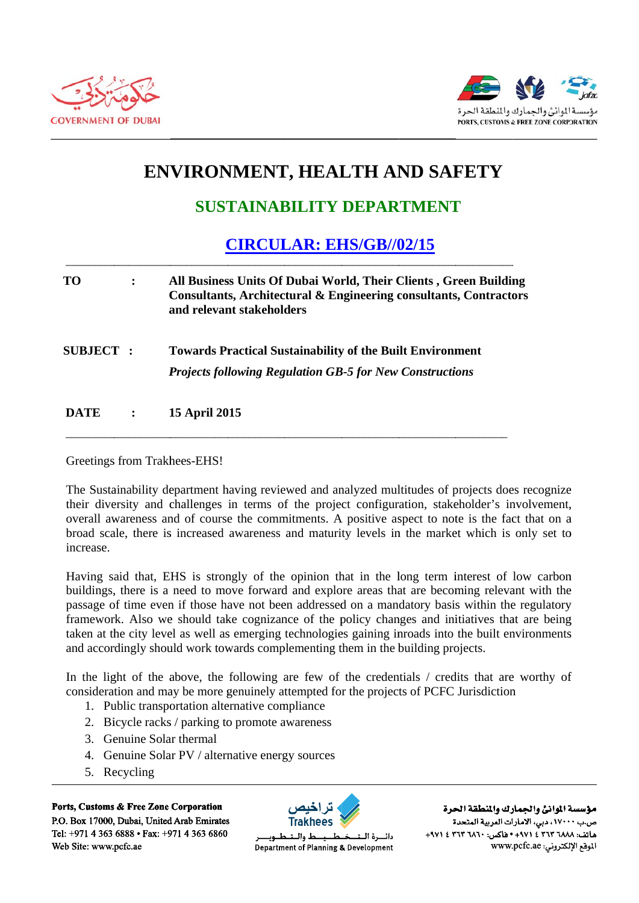# ENVIRONMENT, HEALTH AND SAFETY

## SUSTAINABILITY DEPARTMENT

## CIRCULAR: EHS/GB//02/15

| | | |
|---|---|---|
| **TO** | **:** | **All Business Units Of Dubai World, Their Clients , Green Building Consultants, Architectural & Engineering consultants, Contractors and relevant stakeholders** |
| **SUBJECT** | **:** | **Towards Practical Sustainability of the Built Environment** <br> ***Projects following Regulation GB-5 for New Constructions*** |
| **DATE** | **:** | **15 April 2015** |

Greetings from Trakhees-EHS!

The Sustainability department having reviewed and analyzed multitudes of projects does recognize their diversity and challenges in terms of the project configuration, stakeholder's involvement, overall awareness and of course the commitments. A positive aspect to note is the fact that on a broad scale, there is increased awareness and maturity levels in the market which is only set to increase.

Having said that, EHS is strongly of the opinion that in the long term interest of low carbon buildings, there is a need to move forward and explore areas that are becoming relevant with the passage of time even if those have not been addressed on a mandatory basis within the regulatory framework. Also we should take cognizance of the policy changes and initiatives that are being taken at the city level as well as emerging technologies gaining inroads into the built environments and accordingly should work towards complementing them in the building projects.

In the light of the above, the following are few of the credentials / credits that are worthy of consideration and may be more genuinely attempted for the projects of PCFC Jurisdiction

1. Public transportation alternative compliance
2. Bicycle racks / parking to promote awareness
3. Genuine Solar thermal
4. Genuine Solar PV / alternative energy sources
5. Recycling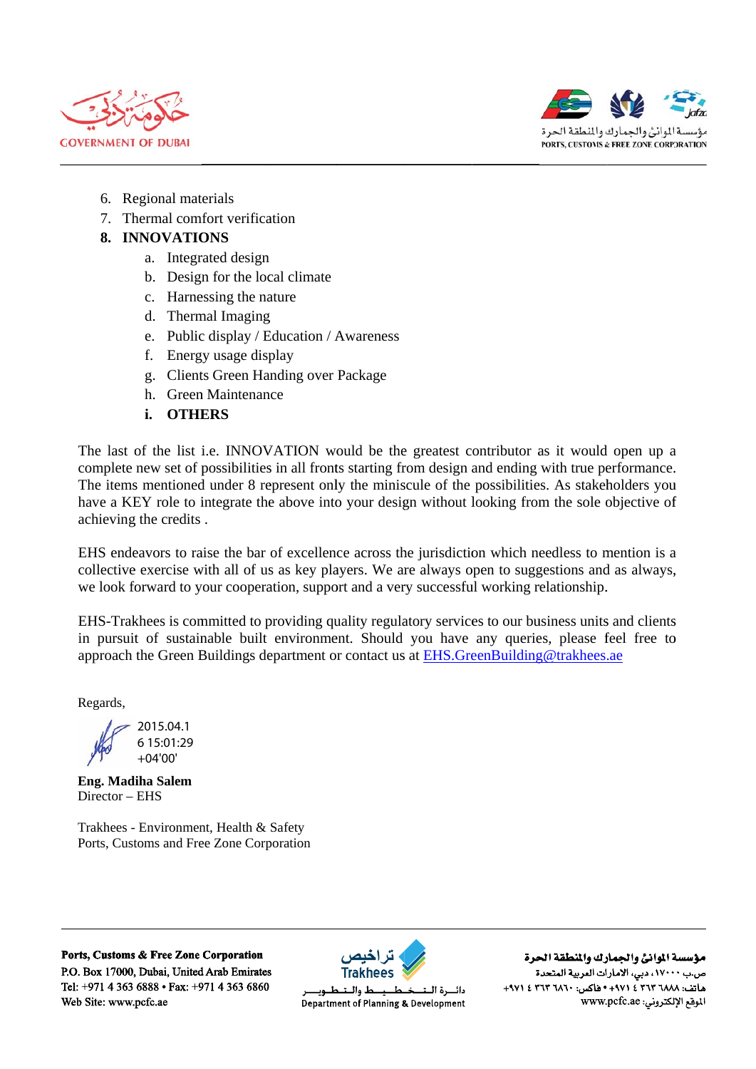6. Regional materials
7. Thermal comfort verification
8. **INNOVATIONS**
    a. Integrated design
    b. Design for the local climate
    c. Harnessing the nature
    d. Thermal Imaging
    e. Public display / Education / Awareness
    f. Energy usage display
    g. Clients Green Handing over Package
    h. Green Maintenance
    i. **OTHERS**

The last of the list i.e. INNOVATION would be the greatest contributor as it would open up a complete new set of possibilities in all fronts starting from design and ending with true performance. The items mentioned under 8 represent only the miniscule of the possibilities. As stakeholders you have a KEY role to integrate the above into your design without looking from the sole objective of achieving the credits .

EHS endeavors to raise the bar of excellence across the jurisdiction which needless to mention is a collective exercise with all of us as key players. We are always open to suggestions and as always, we look forward to your cooperation, support and a very successful working relationship.

EHS-Trakhees is committed to providing quality regulatory services to our business units and clients in pursuit of sustainable built environment. Should you have any queries, please feel free to approach the Green Buildings department or contact us at EHS.GreenBuilding@trakhees.ae

Regards,

2015.04.16 15:01:29 +04'00'

**Eng. Madiha Salem**
Director – EHS

Trakhees - Environment, Health & Safety
Ports, Customs and Free Zone Corporation